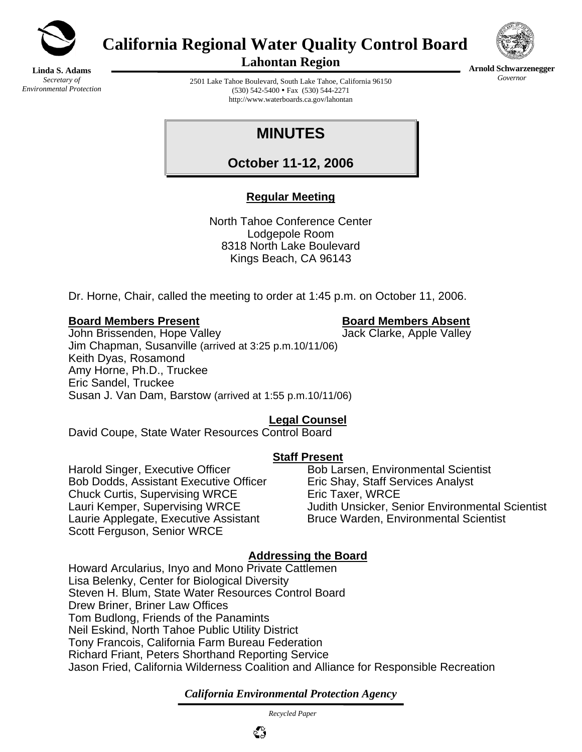# California Regional Water Quality Control Board
## Lahontan Region

**Linda S. Adams**
*Secretary of Environmental Protection*

**Arnold Schwarzenegger**
*Governor*

2501 Lake Tahoe Boulevard, South Lake Tahoe, California 96150
(530) 542-5400 • Fax (530) 544-2271
http://www.waterboards.ca.gov/lahontan

# MINUTES

## October 11-12, 2006

**Regular Meeting**

North Tahoe Conference Center
Lodgepole Room
8318 North Lake Boulevard
Kings Beach, CA 96143

Dr. Horne, Chair, called the meeting to order at 1:45 p.m. on October 11, 2006.

**Board Members Present**

John Brissenden, Hope Valley
Jim Chapman, Susanville (arrived at 3:25 p.m.10/11/06)
Keith Dyas, Rosamond
Amy Horne, Ph.D., Truckee
Eric Sandel, Truckee
Susan J. Van Dam, Barstow (arrived at 1:55 p.m.10/11/06)

**Board Members Absent**

Jack Clarke, Apple Valley

**Legal Counsel**

David Coupe, State Water Resources Control Board

**Staff Present**

Harold Singer, Executive Officer
Bob Dodds, Assistant Executive Officer
Chuck Curtis, Supervising WRCE
Lauri Kemper, Supervising WRCE
Laurie Applegate, Executive Assistant
Scott Ferguson, Senior WRCE
Bob Larsen, Environmental Scientist
Eric Shay, Staff Services Analyst
Eric Taxer, WRCE
Judith Unsicker, Senior Environmental Scientist
Bruce Warden, Environmental Scientist

**Addressing the Board**

Howard Arcularius, Inyo and Mono Private Cattlemen
Lisa Belenky, Center for Biological Diversity
Steven H. Blum, State Water Resources Control Board
Drew Briner, Briner Law Offices
Tom Budlong, Friends of the Panamints
Neil Eskind, North Tahoe Public Utility District
Tony Francois, California Farm Bureau Federation
Richard Friant, Peters Shorthand Reporting Service
Jason Fried, California Wilderness Coalition and Alliance for Responsible Recreation

*California Environmental Protection Agency*

*Recycled Paper*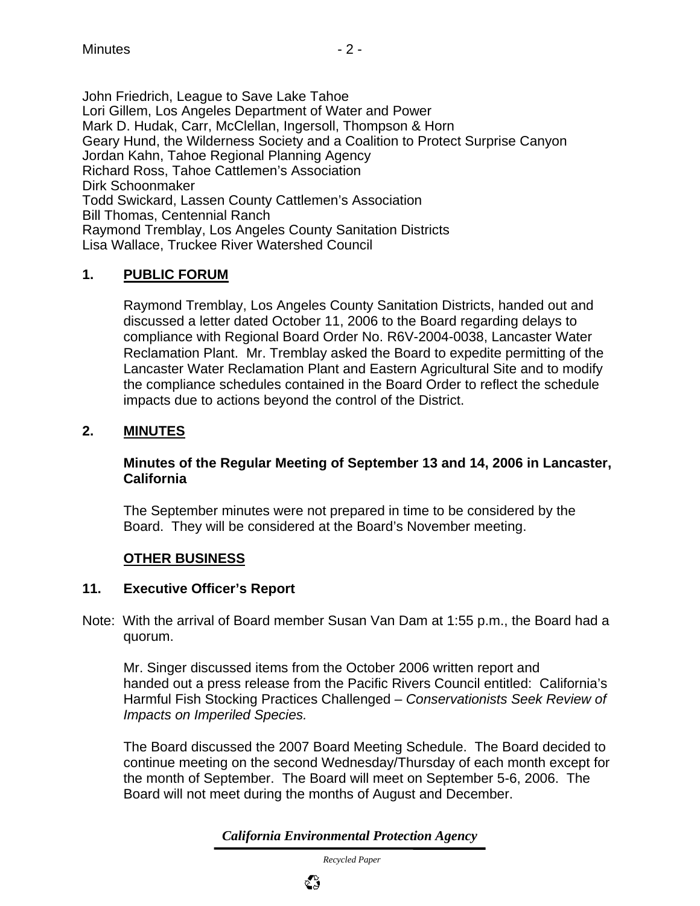John Friedrich, League to Save Lake Tahoe
Lori Gillem, Los Angeles Department of Water and Power
Mark D. Hudak, Carr, McClellan, Ingersoll, Thompson & Horn
Geary Hund, the Wilderness Society and a Coalition to Protect Surprise Canyon
Jordan Kahn, Tahoe Regional Planning Agency
Richard Ross, Tahoe Cattlemen's Association
Dirk Schoonmaker
Todd Swickard, Lassen County Cattlemen's Association
Bill Thomas, Centennial Ranch
Raymond Tremblay, Los Angeles County Sanitation Districts
Lisa Wallace, Truckee River Watershed Council

## 1. PUBLIC FORUM

Raymond Tremblay, Los Angeles County Sanitation Districts, handed out and discussed a letter dated October 11, 2006 to the Board regarding delays to compliance with Regional Board Order No. R6V-2004-0038, Lancaster Water Reclamation Plant. Mr. Tremblay asked the Board to expedite permitting of the Lancaster Water Reclamation Plant and Eastern Agricultural Site and to modify the compliance schedules contained in the Board Order to reflect the schedule impacts due to actions beyond the control of the District.

## 2. MINUTES

**Minutes of the Regular Meeting of September 13 and 14, 2006 in Lancaster, California**

The September minutes were not prepared in time to be considered by the Board. They will be considered at the Board's November meeting.

## OTHER BUSINESS

## 11. Executive Officer's Report

Note: With the arrival of Board member Susan Van Dam at 1:55 p.m., the Board had a quorum.

Mr. Singer discussed items from the October 2006 written report and handed out a press release from the Pacific Rivers Council entitled: California's Harmful Fish Stocking Practices Challenged – *Conservationists Seek Review of Impacts on Imperiled Species.*

The Board discussed the 2007 Board Meeting Schedule. The Board decided to continue meeting on the second Wednesday/Thursday of each month except for the month of September. The Board will meet on September 5-6, 2006. The Board will not meet during the months of August and December.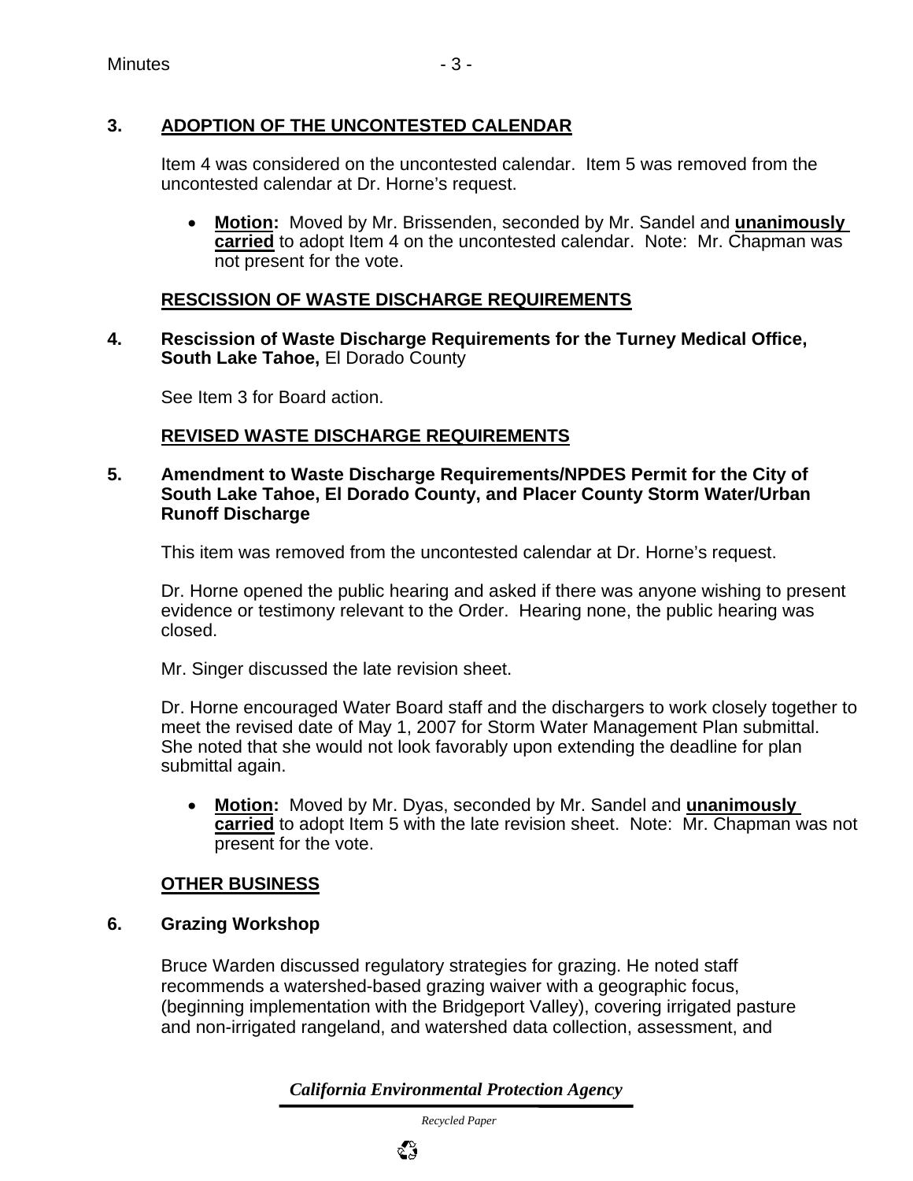## 3. ADOPTION OF THE UNCONTESTED CALENDAR

Item 4 was considered on the uncontested calendar. Item 5 was removed from the uncontested calendar at Dr. Horne's request.

- **Motion:** Moved by Mr. Brissenden, seconded by Mr. Sandel and **unanimously carried** to adopt Item 4 on the uncontested calendar. Note: Mr. Chapman was not present for the vote.

## RESCISSION OF WASTE DISCHARGE REQUIREMENTS

**4. Rescission of Waste Discharge Requirements for the Turney Medical Office, South Lake Tahoe,** El Dorado County

See Item 3 for Board action.

## REVISED WASTE DISCHARGE REQUIREMENTS

**5. Amendment to Waste Discharge Requirements/NPDES Permit for the City of South Lake Tahoe, El Dorado County, and Placer County Storm Water/Urban Runoff Discharge**

This item was removed from the uncontested calendar at Dr. Horne's request.

Dr. Horne opened the public hearing and asked if there was anyone wishing to present evidence or testimony relevant to the Order. Hearing none, the public hearing was closed.

Mr. Singer discussed the late revision sheet.

Dr. Horne encouraged Water Board staff and the dischargers to work closely together to meet the revised date of May 1, 2007 for Storm Water Management Plan submittal. She noted that she would not look favorably upon extending the deadline for plan submittal again.

- **Motion:** Moved by Mr. Dyas, seconded by Mr. Sandel and **unanimously carried** to adopt Item 5 with the late revision sheet. Note: Mr. Chapman was not present for the vote.

## OTHER BUSINESS

**6. Grazing Workshop**

Bruce Warden discussed regulatory strategies for grazing. He noted staff recommends a watershed-based grazing waiver with a geographic focus, (beginning implementation with the Bridgeport Valley), covering irrigated pasture and non-irrigated rangeland, and watershed data collection, assessment, and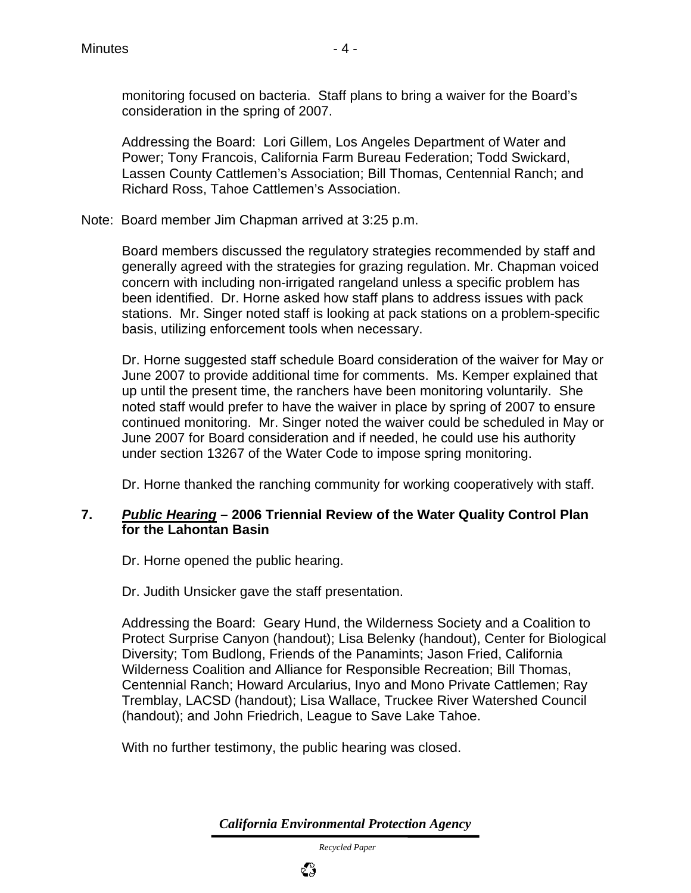monitoring focused on bacteria. Staff plans to bring a waiver for the Board's consideration in the spring of 2007.

Addressing the Board: Lori Gillem, Los Angeles Department of Water and Power; Tony Francois, California Farm Bureau Federation; Todd Swickard, Lassen County Cattlemen's Association; Bill Thomas, Centennial Ranch; and Richard Ross, Tahoe Cattlemen's Association.

Note: Board member Jim Chapman arrived at 3:25 p.m.

Board members discussed the regulatory strategies recommended by staff and generally agreed with the strategies for grazing regulation. Mr. Chapman voiced concern with including non-irrigated rangeland unless a specific problem has been identified. Dr. Horne asked how staff plans to address issues with pack stations. Mr. Singer noted staff is looking at pack stations on a problem-specific basis, utilizing enforcement tools when necessary.

Dr. Horne suggested staff schedule Board consideration of the waiver for May or June 2007 to provide additional time for comments. Ms. Kemper explained that up until the present time, the ranchers have been monitoring voluntarily. She noted staff would prefer to have the waiver in place by spring of 2007 to ensure continued monitoring. Mr. Singer noted the waiver could be scheduled in May or June 2007 for Board consideration and if needed, he could use his authority under section 13267 of the Water Code to impose spring monitoring.

Dr. Horne thanked the ranching community for working cooperatively with staff.

**7. *Public Hearing* – 2006 Triennial Review of the Water Quality Control Plan for the Lahontan Basin**

Dr. Horne opened the public hearing.

Dr. Judith Unsicker gave the staff presentation.

Addressing the Board: Geary Hund, the Wilderness Society and a Coalition to Protect Surprise Canyon (handout); Lisa Belenky (handout), Center for Biological Diversity; Tom Budlong, Friends of the Panamints; Jason Fried, California Wilderness Coalition and Alliance for Responsible Recreation; Bill Thomas, Centennial Ranch; Howard Arcularius, Inyo and Mono Private Cattlemen; Ray Tremblay, LACSD (handout); Lisa Wallace, Truckee River Watershed Council (handout); and John Friedrich, League to Save Lake Tahoe.

With no further testimony, the public hearing was closed.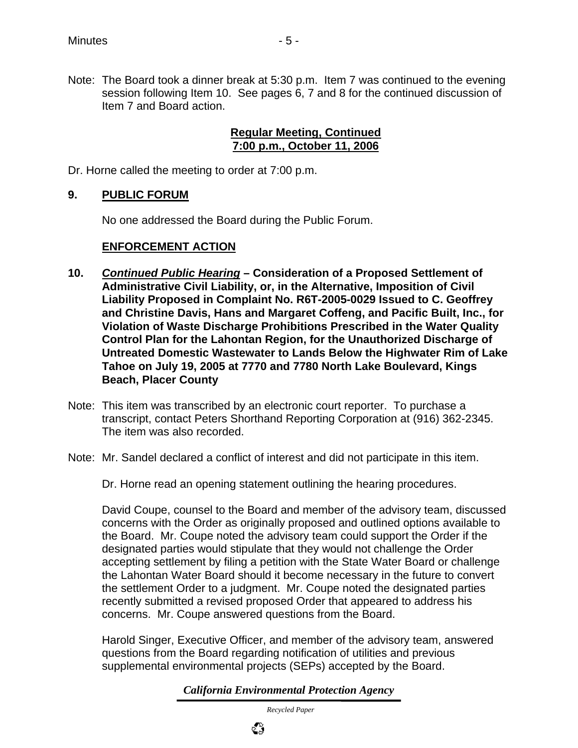Note: The Board took a dinner break at 5:30 p.m. Item 7 was continued to the evening session following Item 10. See pages 6, 7 and 8 for the continued discussion of Item 7 and Board action.

**Regular Meeting, Continued**
**7:00 p.m., October 11, 2006**

Dr. Horne called the meeting to order at 7:00 p.m.

## 9. PUBLIC FORUM

No one addressed the Board during the Public Forum.

## ENFORCEMENT ACTION

**10. *Continued Public Hearing* – Consideration of a Proposed Settlement of Administrative Civil Liability, or, in the Alternative, Imposition of Civil Liability Proposed in Complaint No. R6T-2005-0029 Issued to C. Geoffrey and Christine Davis, Hans and Margaret Coffeng, and Pacific Built, Inc., for Violation of Waste Discharge Prohibitions Prescribed in the Water Quality Control Plan for the Lahontan Region, for the Unauthorized Discharge of Untreated Domestic Wastewater to Lands Below the Highwater Rim of Lake Tahoe on July 19, 2005 at 7770 and 7780 North Lake Boulevard, Kings Beach, Placer County**

Note: This item was transcribed by an electronic court reporter. To purchase a transcript, contact Peters Shorthand Reporting Corporation at (916) 362-2345. The item was also recorded.

Note: Mr. Sandel declared a conflict of interest and did not participate in this item.

Dr. Horne read an opening statement outlining the hearing procedures.

David Coupe, counsel to the Board and member of the advisory team, discussed concerns with the Order as originally proposed and outlined options available to the Board. Mr. Coupe noted the advisory team could support the Order if the designated parties would stipulate that they would not challenge the Order accepting settlement by filing a petition with the State Water Board or challenge the Lahontan Water Board should it become necessary in the future to convert the settlement Order to a judgment. Mr. Coupe noted the designated parties recently submitted a revised proposed Order that appeared to address his concerns. Mr. Coupe answered questions from the Board.

Harold Singer, Executive Officer, and member of the advisory team, answered questions from the Board regarding notification of utilities and previous supplemental environmental projects (SEPs) accepted by the Board.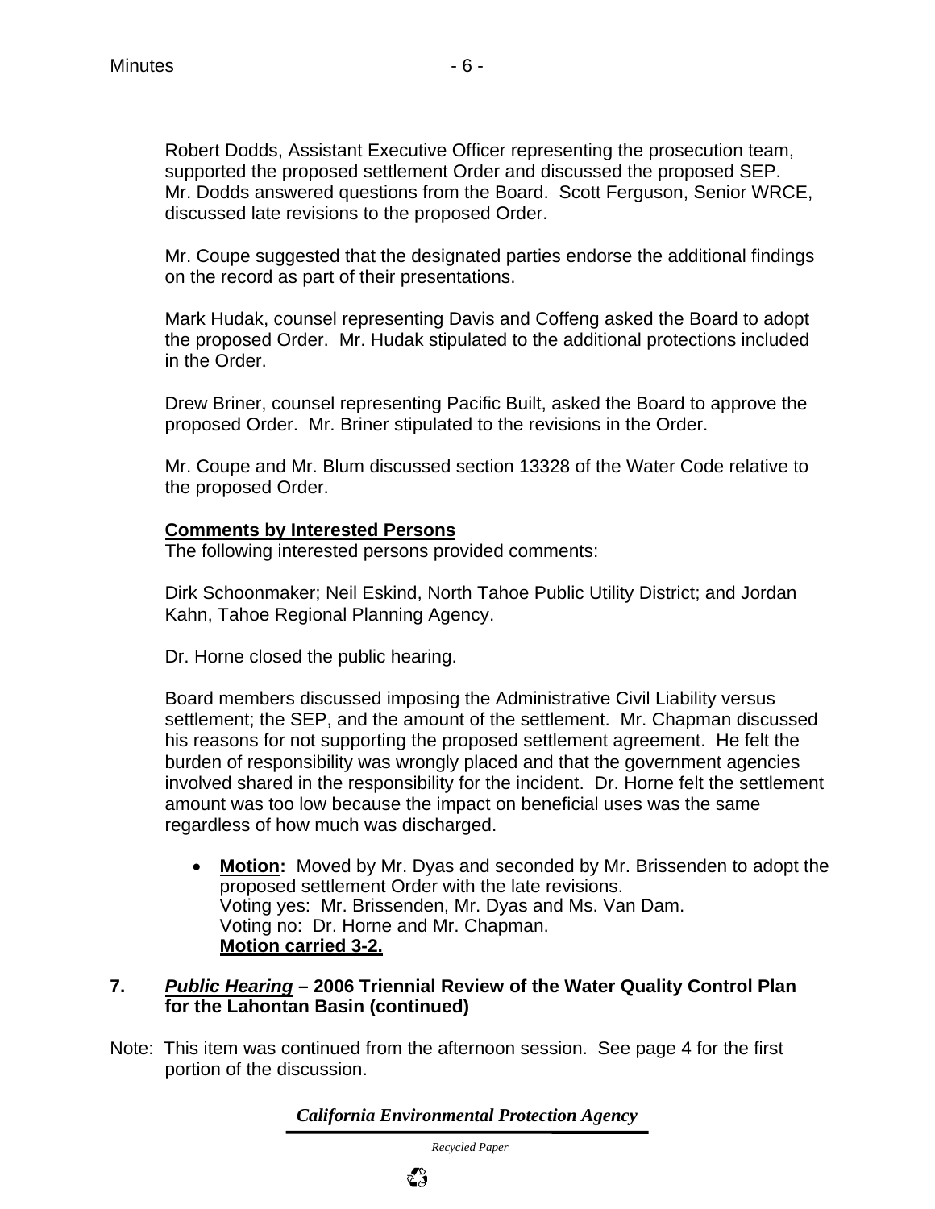Robert Dodds, Assistant Executive Officer representing the prosecution team, supported the proposed settlement Order and discussed the proposed SEP. Mr. Dodds answered questions from the Board. Scott Ferguson, Senior WRCE, discussed late revisions to the proposed Order.

Mr. Coupe suggested that the designated parties endorse the additional findings on the record as part of their presentations.

Mark Hudak, counsel representing Davis and Coffeng asked the Board to adopt the proposed Order. Mr. Hudak stipulated to the additional protections included in the Order.

Drew Briner, counsel representing Pacific Built, asked the Board to approve the proposed Order. Mr. Briner stipulated to the revisions in the Order.

Mr. Coupe and Mr. Blum discussed section 13328 of the Water Code relative to the proposed Order.

**Comments by Interested Persons**

The following interested persons provided comments:

Dirk Schoonmaker; Neil Eskind, North Tahoe Public Utility District; and Jordan Kahn, Tahoe Regional Planning Agency.

Dr. Horne closed the public hearing.

Board members discussed imposing the Administrative Civil Liability versus settlement; the SEP, and the amount of the settlement. Mr. Chapman discussed his reasons for not supporting the proposed settlement agreement. He felt the burden of responsibility was wrongly placed and that the government agencies involved shared in the responsibility for the incident. Dr. Horne felt the settlement amount was too low because the impact on beneficial uses was the same regardless of how much was discharged.

- **Motion:** Moved by Mr. Dyas and seconded by Mr. Brissenden to adopt the proposed settlement Order with the late revisions.
  Voting yes: Mr. Brissenden, Mr. Dyas and Ms. Van Dam.
  Voting no: Dr. Horne and Mr. Chapman.
  **Motion carried 3-2.**

## 7. ***Public Hearing*** – 2006 Triennial Review of the Water Quality Control Plan for the Lahontan Basin (continued)

Note: This item was continued from the afternoon session. See page 4 for the first portion of the discussion.

*California Environmental Protection Agency*

*Recycled Paper*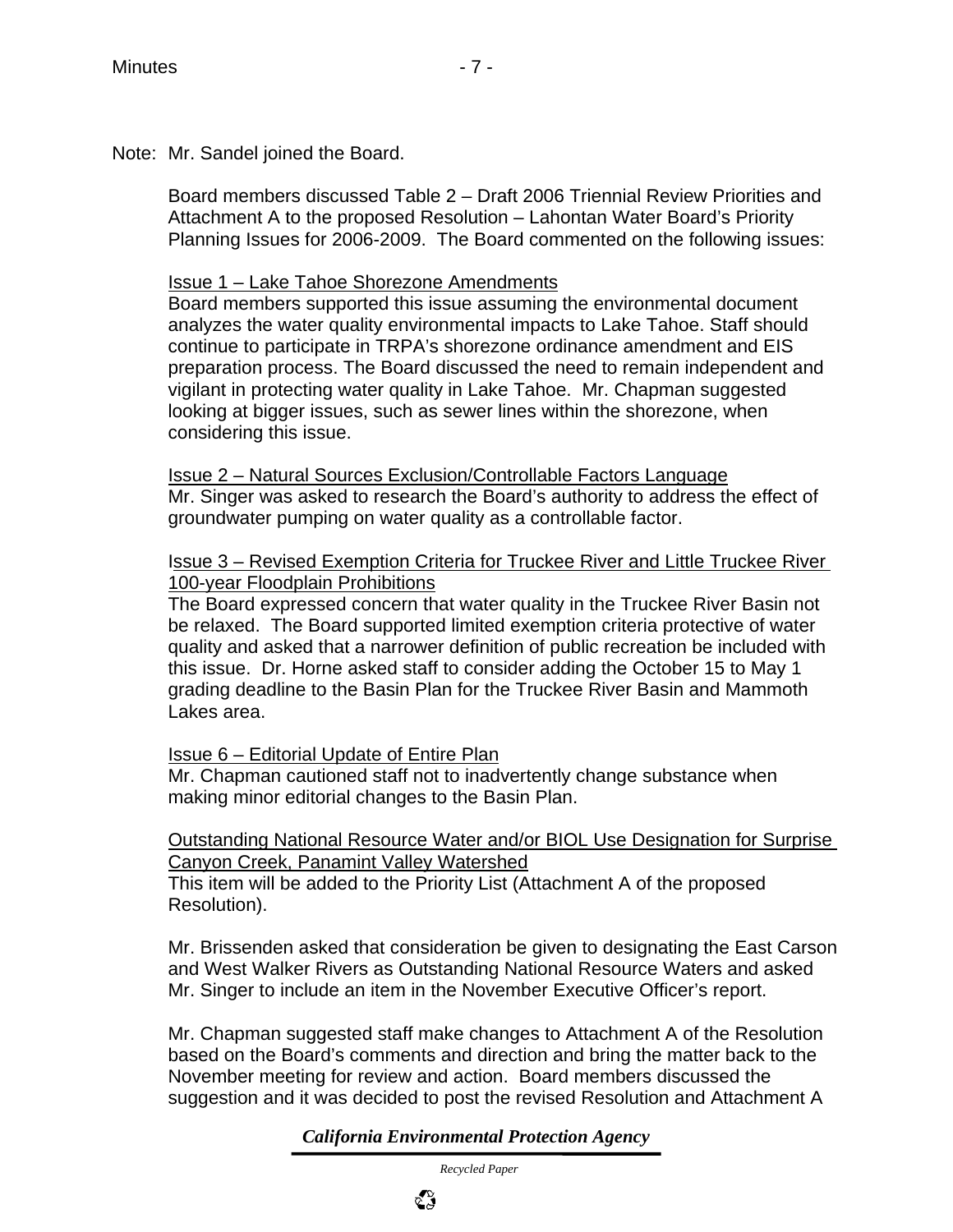Note: Mr. Sandel joined the Board.

Board members discussed Table 2 – Draft 2006 Triennial Review Priorities and Attachment A to the proposed Resolution – Lahontan Water Board's Priority Planning Issues for 2006-2009. The Board commented on the following issues:

<u>Issue 1 – Lake Tahoe Shorezone Amendments</u>
Board members supported this issue assuming the environmental document analyzes the water quality environmental impacts to Lake Tahoe. Staff should continue to participate in TRPA's shorezone ordinance amendment and EIS preparation process. The Board discussed the need to remain independent and vigilant in protecting water quality in Lake Tahoe. Mr. Chapman suggested looking at bigger issues, such as sewer lines within the shorezone, when considering this issue.

<u>Issue 2 – Natural Sources Exclusion/Controllable Factors Language</u>
Mr. Singer was asked to research the Board's authority to address the effect of groundwater pumping on water quality as a controllable factor.

<u>Issue 3 – Revised Exemption Criteria for Truckee River and Little Truckee River 100-year Floodplain Prohibitions</u>
The Board expressed concern that water quality in the Truckee River Basin not be relaxed. The Board supported limited exemption criteria protective of water quality and asked that a narrower definition of public recreation be included with this issue. Dr. Horne asked staff to consider adding the October 15 to May 1 grading deadline to the Basin Plan for the Truckee River Basin and Mammoth Lakes area.

<u>Issue 6 – Editorial Update of Entire Plan</u>
Mr. Chapman cautioned staff not to inadvertently change substance when making minor editorial changes to the Basin Plan.

<u>Outstanding National Resource Water and/or BIOL Use Designation for Surprise Canyon Creek, Panamint Valley Watershed</u>
This item will be added to the Priority List (Attachment A of the proposed Resolution).

Mr. Brissenden asked that consideration be given to designating the East Carson and West Walker Rivers as Outstanding National Resource Waters and asked Mr. Singer to include an item in the November Executive Officer's report.

Mr. Chapman suggested staff make changes to Attachment A of the Resolution based on the Board's comments and direction and bring the matter back to the November meeting for review and action. Board members discussed the suggestion and it was decided to post the revised Resolution and Attachment A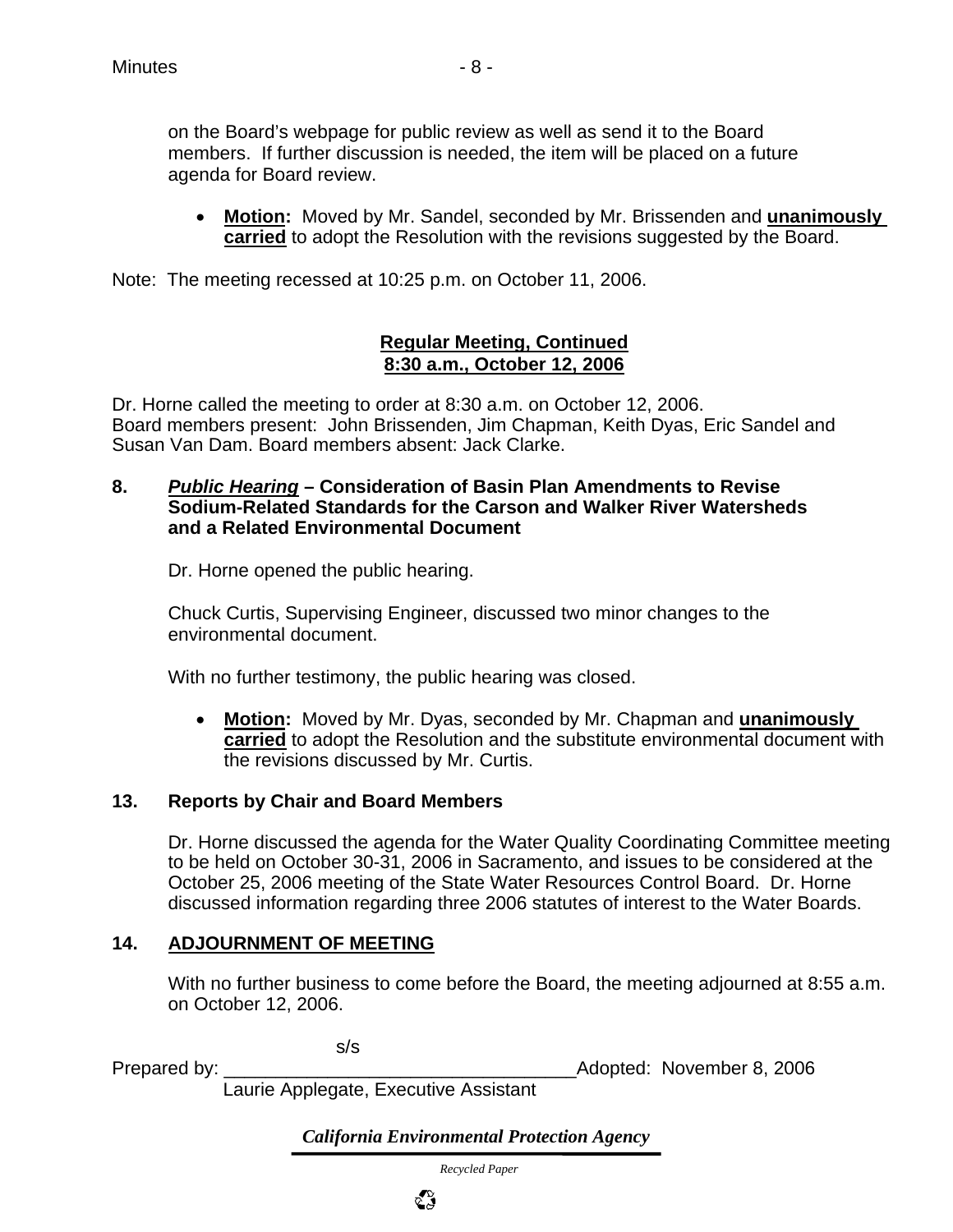on the Board's webpage for public review as well as send it to the Board members. If further discussion is needed, the item will be placed on a future agenda for Board review.

- **Motion:** Moved by Mr. Sandel, seconded by Mr. Brissenden and **unanimously carried** to adopt the Resolution with the revisions suggested by the Board.

Note: The meeting recessed at 10:25 p.m. on October 11, 2006.

**Regular Meeting, Continued**
**8:30 a.m., October 12, 2006**

Dr. Horne called the meeting to order at 8:30 a.m. on October 12, 2006.
Board members present: John Brissenden, Jim Chapman, Keith Dyas, Eric Sandel and Susan Van Dam. Board members absent: Jack Clarke.

**8. *Public Hearing* – Consideration of Basin Plan Amendments to Revise Sodium-Related Standards for the Carson and Walker River Watersheds and a Related Environmental Document**

Dr. Horne opened the public hearing.

Chuck Curtis, Supervising Engineer, discussed two minor changes to the environmental document.

With no further testimony, the public hearing was closed.

- **Motion:** Moved by Mr. Dyas, seconded by Mr. Chapman and **unanimously carried** to adopt the Resolution and the substitute environmental document with the revisions discussed by Mr. Curtis.

**13. Reports by Chair and Board Members**

Dr. Horne discussed the agenda for the Water Quality Coordinating Committee meeting to be held on October 30-31, 2006 in Sacramento, and issues to be considered at the October 25, 2006 meeting of the State Water Resources Control Board. Dr. Horne discussed information regarding three 2006 statutes of interest to the Water Boards.

**14. ADJOURNMENT OF MEETING**

With no further business to come before the Board, the meeting adjourned at 8:55 a.m. on October 12, 2006.

s/s
Prepared by: ________________________________ Adopted: November 8, 2006
Laurie Applegate, Executive Assistant

*California Environmental Protection Agency*

*Recycled Paper*